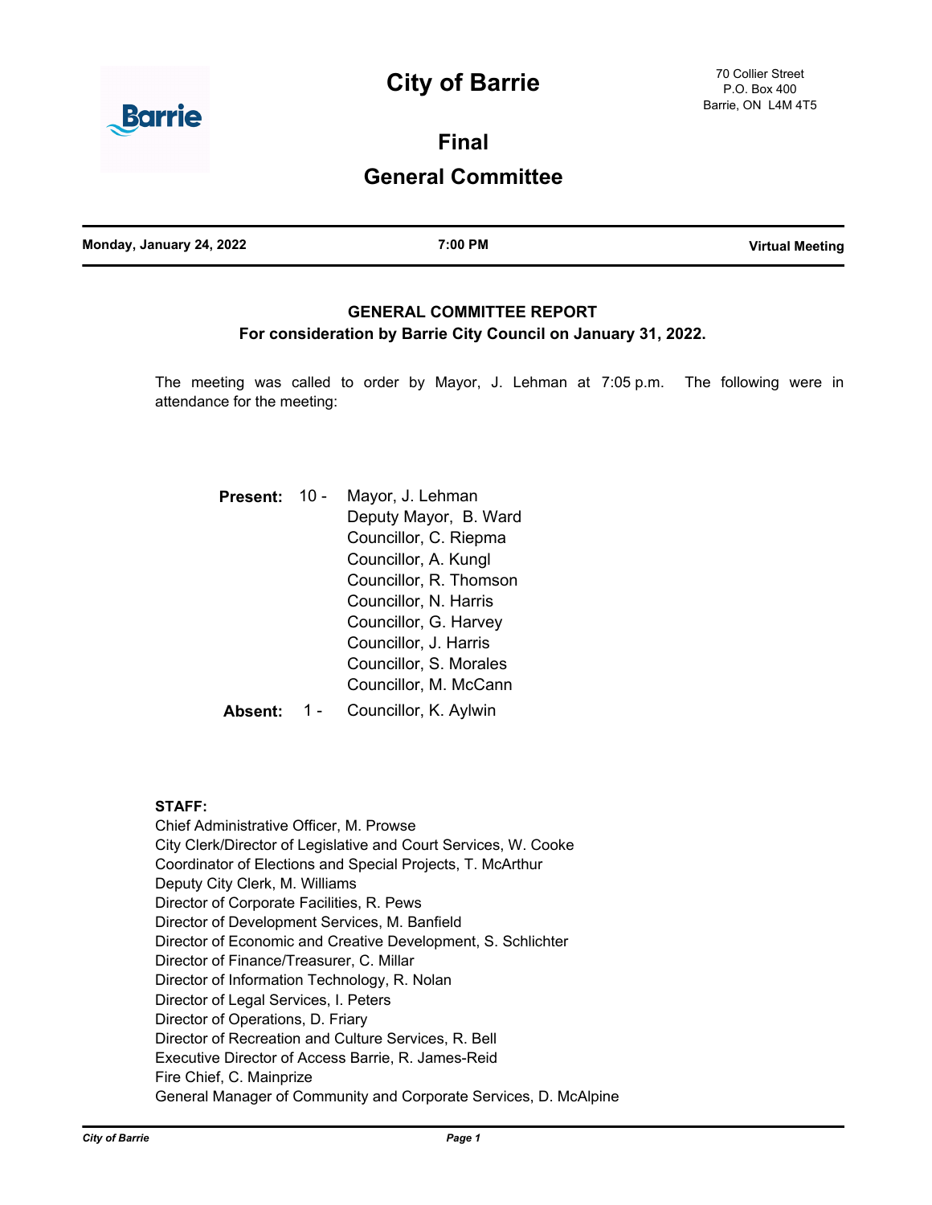# City of Barrie

70 Collier Street
P.O. Box 400
Barrie, ON L4M 4T5

## Final

## General Committee

**Monday, January 24, 2022** | **7:00 PM** | **Virtual Meeting**

### GENERAL COMMITTEE REPORT
### For consideration by Barrie City Council on January 31, 2022.

The meeting was called to order by Mayor, J. Lehman at 7:05 p.m. The following were in attendance for the meeting:

**Present:** 10 -
Mayor, J. Lehman
Deputy Mayor, B. Ward
Councillor, C. Riepma
Councillor, A. Kungl
Councillor, R. Thomson
Councillor, N. Harris
Councillor, G. Harvey
Councillor, J. Harris
Councillor, S. Morales
Councillor, M. McCann

**Absent:** 1 - Councillor, K. Aylwin

**STAFF:**
Chief Administrative Officer, M. Prowse
City Clerk/Director of Legislative and Court Services, W. Cooke
Coordinator of Elections and Special Projects, T. McArthur
Deputy City Clerk, M. Williams
Director of Corporate Facilities, R. Pews
Director of Development Services, M. Banfield
Director of Economic and Creative Development, S. Schlichter
Director of Finance/Treasurer, C. Millar
Director of Information Technology, R. Nolan
Director of Legal Services, I. Peters
Director of Operations, D. Friary
Director of Recreation and Culture Services, R. Bell
Executive Director of Access Barrie, R. James-Reid
Fire Chief, C. Mainprize
General Manager of Community and Corporate Services, D. McAlpine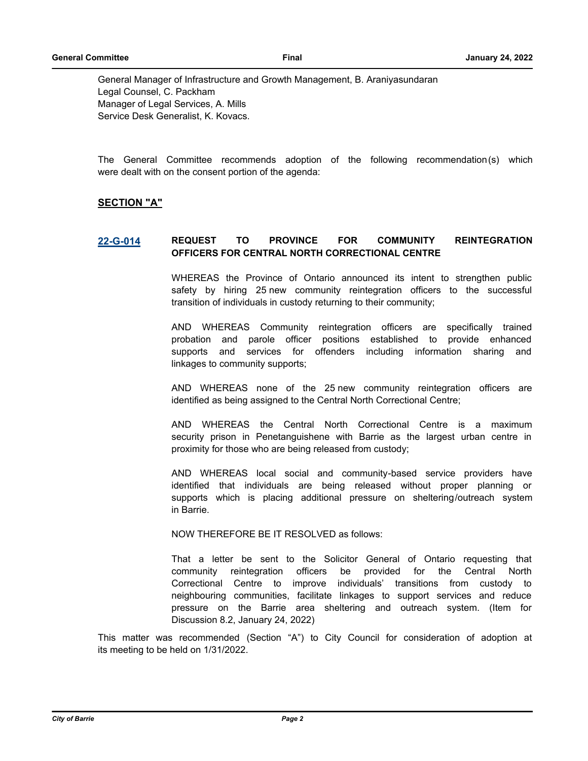General Manager of Infrastructure and Growth Management, B. Araniyasundaran
Legal Counsel, C. Packham
Manager of Legal Services, A. Mills
Service Desk Generalist, K. Kovacs.

The General Committee recommends adoption of the following recommendation(s) which were dealt with on the consent portion of the agenda:

**SECTION "A"**

**22-G-014 REQUEST TO PROVINCE FOR COMMUNITY REINTEGRATION OFFICERS FOR CENTRAL NORTH CORRECTIONAL CENTRE**

WHEREAS the Province of Ontario announced its intent to strengthen public safety by hiring 25 new community reintegration officers to the successful transition of individuals in custody returning to their community;

AND WHEREAS Community reintegration officers are specifically trained probation and parole officer positions established to provide enhanced supports and services for offenders including information sharing and linkages to community supports;

AND WHEREAS none of the 25 new community reintegration officers are identified as being assigned to the Central North Correctional Centre;

AND WHEREAS the Central North Correctional Centre is a maximum security prison in Penetanguishene with Barrie as the largest urban centre in proximity for those who are being released from custody;

AND WHEREAS local social and community-based service providers have identified that individuals are being released without proper planning or supports which is placing additional pressure on sheltering/outreach system in Barrie.

NOW THEREFORE BE IT RESOLVED as follows:

That a letter be sent to the Solicitor General of Ontario requesting that community reintegration officers be provided for the Central North Correctional Centre to improve individuals' transitions from custody to neighbouring communities, facilitate linkages to support services and reduce pressure on the Barrie area sheltering and outreach system. (Item for Discussion 8.2, January 24, 2022)

This matter was recommended (Section "A") to City Council for consideration of adoption at its meeting to be held on 1/31/2022.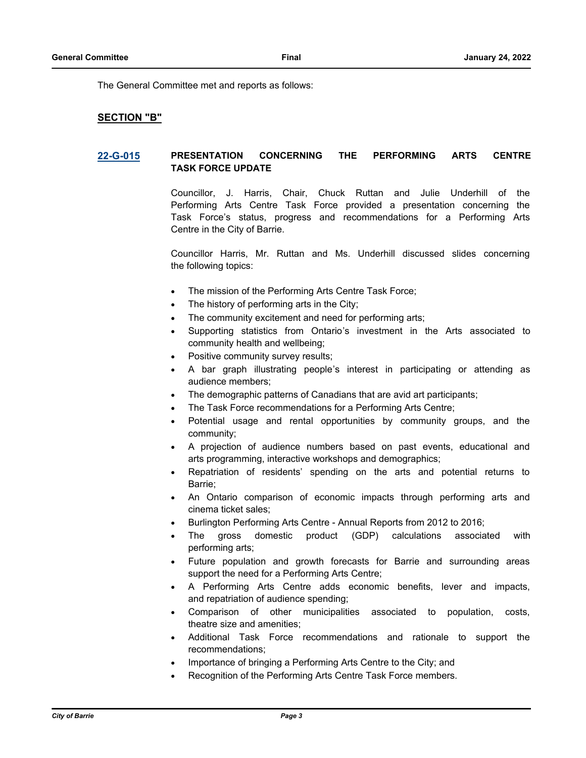The General Committee met and reports as follows:

## SECTION "B"

### 22-G-015 PRESENTATION CONCERNING THE PERFORMING ARTS CENTRE TASK FORCE UPDATE

Councillor, J. Harris, Chair, Chuck Ruttan and Julie Underhill of the Performing Arts Centre Task Force provided a presentation concerning the Task Force's status, progress and recommendations for a Performing Arts Centre in the City of Barrie.

Councillor Harris, Mr. Ruttan and Ms. Underhill discussed slides concerning the following topics:

- The mission of the Performing Arts Centre Task Force;
- The history of performing arts in the City;
- The community excitement and need for performing arts;
- Supporting statistics from Ontario's investment in the Arts associated to community health and wellbeing;
- Positive community survey results;
- A bar graph illustrating people's interest in participating or attending as audience members;
- The demographic patterns of Canadians that are avid art participants;
- The Task Force recommendations for a Performing Arts Centre;
- Potential usage and rental opportunities by community groups, and the community;
- A projection of audience numbers based on past events, educational and arts programming, interactive workshops and demographics;
- Repatriation of residents' spending on the arts and potential returns to Barrie;
- An Ontario comparison of economic impacts through performing arts and cinema ticket sales;
- Burlington Performing Arts Centre - Annual Reports from 2012 to 2016;
- The gross domestic product (GDP) calculations associated with performing arts;
- Future population and growth forecasts for Barrie and surrounding areas support the need for a Performing Arts Centre;
- A Performing Arts Centre adds economic benefits, lever and impacts, and repatriation of audience spending;
- Comparison of other municipalities associated to population, costs, theatre size and amenities;
- Additional Task Force recommendations and rationale to support the recommendations;
- Importance of bringing a Performing Arts Centre to the City; and
- Recognition of the Performing Arts Centre Task Force members.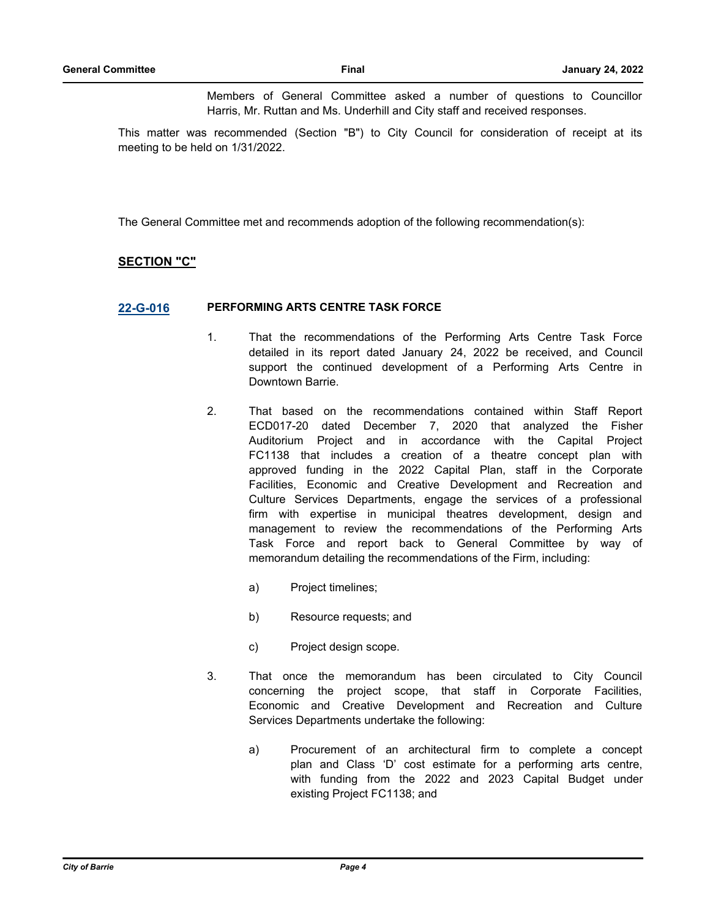Members of General Committee asked a number of questions to Councillor Harris, Mr. Ruttan and Ms. Underhill and City staff and received responses.

This matter was recommended (Section "B") to City Council for consideration of receipt at its meeting to be held on 1/31/2022.

The General Committee met and recommends adoption of the following recommendation(s):

## SECTION "C"

### 22-G-016 PERFORMING ARTS CENTRE TASK FORCE

1. That the recommendations of the Performing Arts Centre Task Force detailed in its report dated January 24, 2022 be received, and Council support the continued development of a Performing Arts Centre in Downtown Barrie.

2. That based on the recommendations contained within Staff Report ECD017-20 dated December 7, 2020 that analyzed the Fisher Auditorium Project and in accordance with the Capital Project FC1138 that includes a creation of a theatre concept plan with approved funding in the 2022 Capital Plan, staff in the Corporate Facilities, Economic and Creative Development and Recreation and Culture Services Departments, engage the services of a professional firm with expertise in municipal theatres development, design and management to review the recommendations of the Performing Arts Task Force and report back to General Committee by way of memorandum detailing the recommendations of the Firm, including:

   a) Project timelines;

   b) Resource requests; and

   c) Project design scope.

3. That once the memorandum has been circulated to City Council concerning the project scope, that staff in Corporate Facilities, Economic and Creative Development and Recreation and Culture Services Departments undertake the following:

   a) Procurement of an architectural firm to complete a concept plan and Class 'D' cost estimate for a performing arts centre, with funding from the 2022 and 2023 Capital Budget under existing Project FC1138; and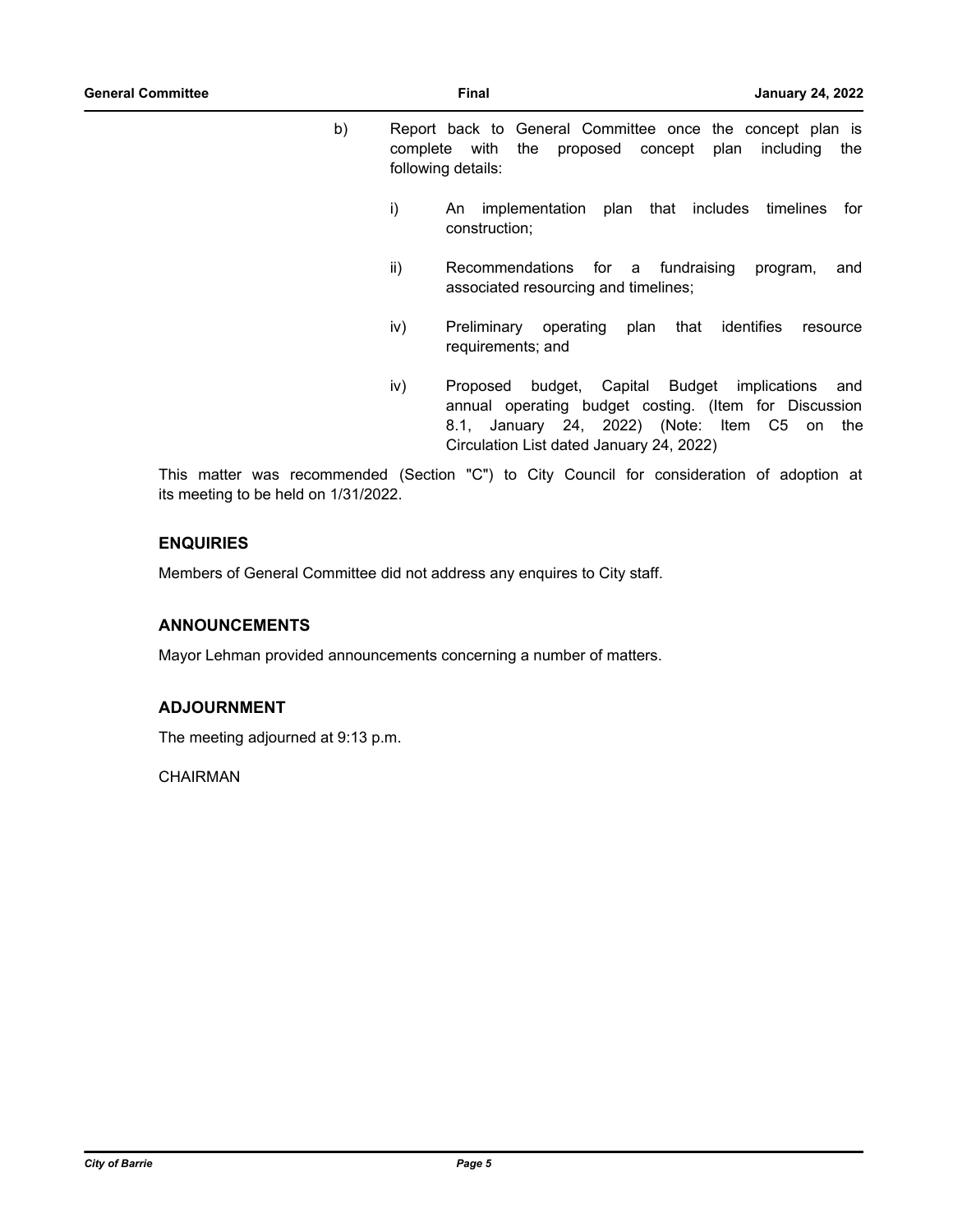b) Report back to General Committee once the concept plan is complete with the proposed concept plan including the following details:

   i) An implementation plan that includes timelines for construction;

   ii) Recommendations for a fundraising program, and associated resourcing and timelines;

   iv) Preliminary operating plan that identifies resource requirements; and

   iv) Proposed budget, Capital Budget implications and annual operating budget costing. (Item for Discussion 8.1, January 24, 2022) (Note: Item C5 on the Circulation List dated January 24, 2022)

This matter was recommended (Section "C") to City Council for consideration of adoption at its meeting to be held on 1/31/2022.

## ENQUIRIES

Members of General Committee did not address any enquires to City staff.

## ANNOUNCEMENTS

Mayor Lehman provided announcements concerning a number of matters.

## ADJOURNMENT

The meeting adjourned at 9:13 p.m.

CHAIRMAN